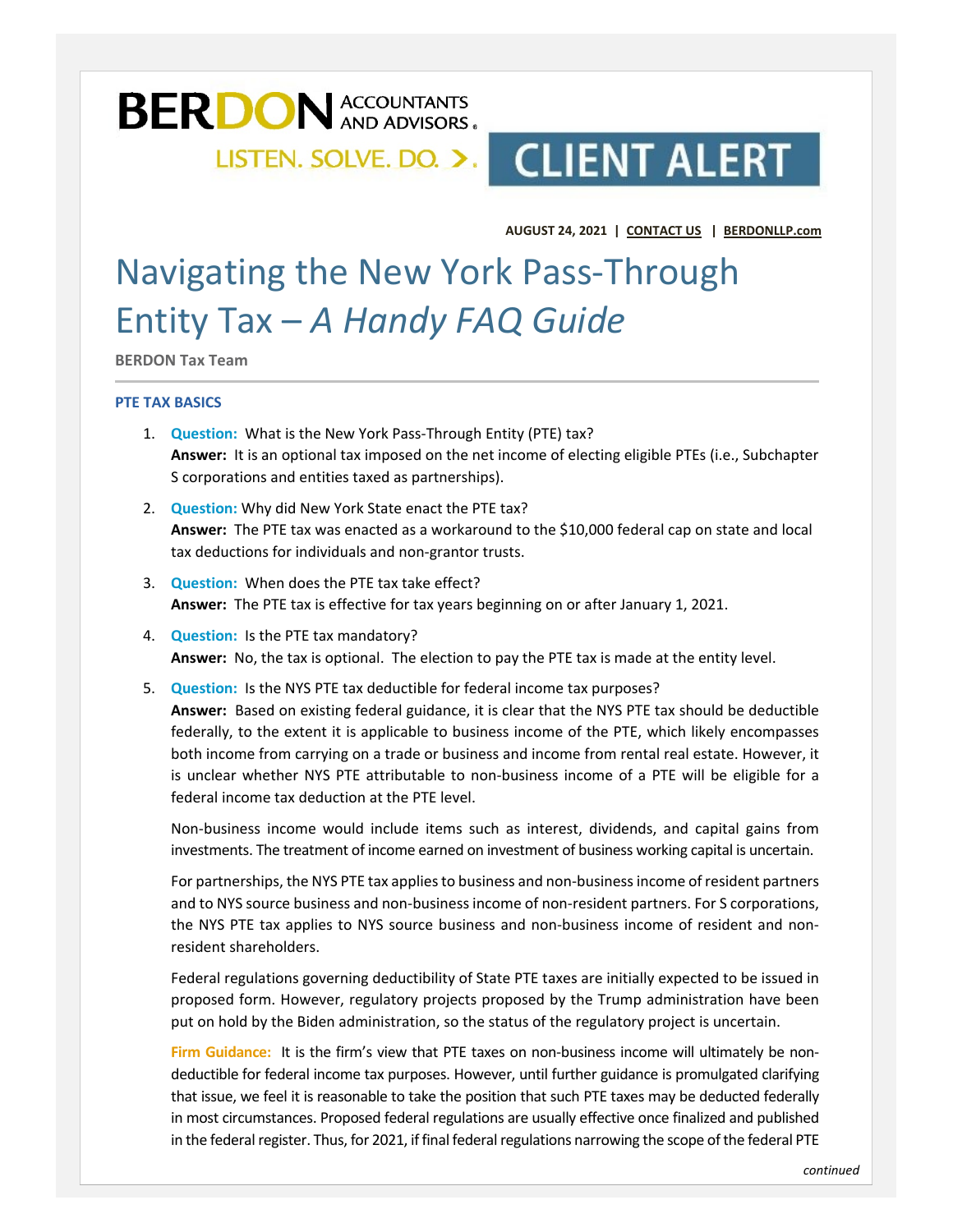**BERDON** ACCOUNTANTS AND ADVISORS

LISTEN. SOLVE. DO.

**CLIENT ALERT**

**AUGUST 24, 2021 | CONTACT US | BERDONLLP.com**

# Navigating the New York Pass-Through Entity Tax – *A Handy FAQ Guide*

**BERDON Tax Team**

## PTE TAX BASICS

1. **Question:** What is the New York Pass-Through Entity (PTE) tax?
   **Answer:** It is an optional tax imposed on the net income of electing eligible PTEs (i.e., Subchapter S corporations and entities taxed as partnerships).

2. **Question:** Why did New York State enact the PTE tax?
   **Answer:** The PTE tax was enacted as a workaround to the $10,000 federal cap on state and local tax deductions for individuals and non-grantor trusts.

3. **Question:** When does the PTE tax take effect?
   **Answer:** The PTE tax is effective for tax years beginning on or after January 1, 2021.

4. **Question:** Is the PTE tax mandatory?
   **Answer:** No, the tax is optional. The election to pay the PTE tax is made at the entity level.

5. **Question:** Is the NYS PTE tax deductible for federal income tax purposes?
   **Answer:** Based on existing federal guidance, it is clear that the NYS PTE tax should be deductible federally, to the extent it is applicable to business income of the PTE, which likely encompasses both income from carrying on a trade or business and income from rental real estate. However, it is unclear whether NYS PTE attributable to non-business income of a PTE will be eligible for a federal income tax deduction at the PTE level.

   Non-business income would include items such as interest, dividends, and capital gains from investments. The treatment of income earned on investment of business working capital is uncertain.

   For partnerships, the NYS PTE tax applies to business and non-business income of resident partners and to NYS source business and non-business income of non-resident partners. For S corporations, the NYS PTE tax applies to NYS source business and non-business income of resident and non-resident shareholders.

   Federal regulations governing deductibility of State PTE taxes are initially expected to be issued in proposed form. However, regulatory projects proposed by the Trump administration have been put on hold by the Biden administration, so the status of the regulatory project is uncertain.

   **Firm Guidance:** It is the firm's view that PTE taxes on non-business income will ultimately be non-deductible for federal income tax purposes. However, until further guidance is promulgated clarifying that issue, we feel it is reasonable to take the position that such PTE taxes may be deducted federally in most circumstances. Proposed federal regulations are usually effective once finalized and published in the federal register. Thus, for 2021, if final federal regulations narrowing the scope of the federal PTE

*continued*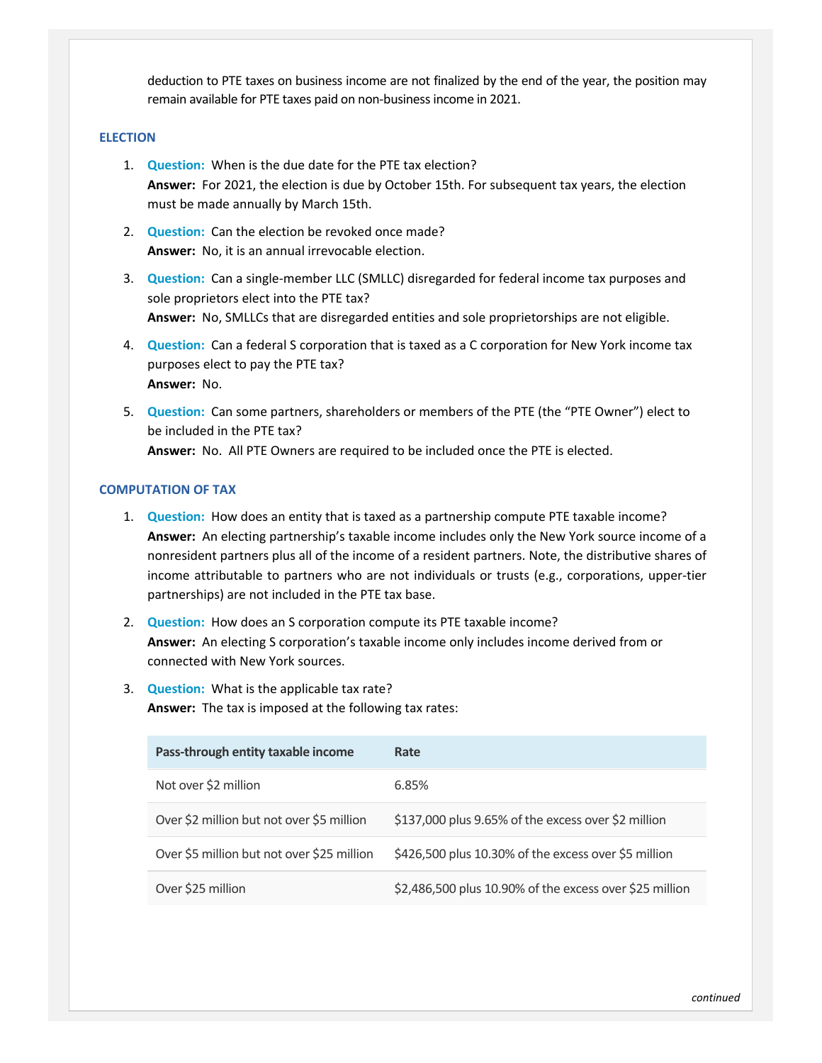deduction to PTE taxes on business income are not finalized by the end of the year, the position may remain available for PTE taxes paid on non-business income in 2021.

## ELECTION

1. **Question:** When is the due date for the PTE tax election?
   **Answer:** For 2021, the election is due by October 15th. For subsequent tax years, the election must be made annually by March 15th.

2. **Question:** Can the election be revoked once made?
   **Answer:** No, it is an annual irrevocable election.

3. **Question:** Can a single-member LLC (SMLLC) disregarded for federal income tax purposes and sole proprietors elect into the PTE tax?
   **Answer:** No, SMLLCs that are disregarded entities and sole proprietorships are not eligible.

4. **Question:** Can a federal S corporation that is taxed as a C corporation for New York income tax purposes elect to pay the PTE tax?
   **Answer:** No.

5. **Question:** Can some partners, shareholders or members of the PTE (the "PTE Owner") elect to be included in the PTE tax?
   **Answer:** No. All PTE Owners are required to be included once the PTE is elected.

## COMPUTATION OF TAX

1. **Question:** How does an entity that is taxed as a partnership compute PTE taxable income?
   **Answer:** An electing partnership's taxable income includes only the New York source income of a nonresident partners plus all of the income of a resident partners. Note, the distributive shares of income attributable to partners who are not individuals or trusts (e.g., corporations, upper-tier partnerships) are not included in the PTE tax base.

2. **Question:** How does an S corporation compute its PTE taxable income?
   **Answer:** An electing S corporation's taxable income only includes income derived from or connected with New York sources.

3. **Question:** What is the applicable tax rate?
   **Answer:** The tax is imposed at the following tax rates:

| Pass-through entity taxable income | Rate |
|---|---|
| Not over $2 million | 6.85% |
| Over $2 million but not over $5 million | $137,000 plus 9.65% of the excess over $2 million |
| Over $5 million but not over $25 million | $426,500 plus 10.30% of the excess over $5 million |
| Over $25 million | $2,486,500 plus 10.90% of the excess over $25 million |

*continued*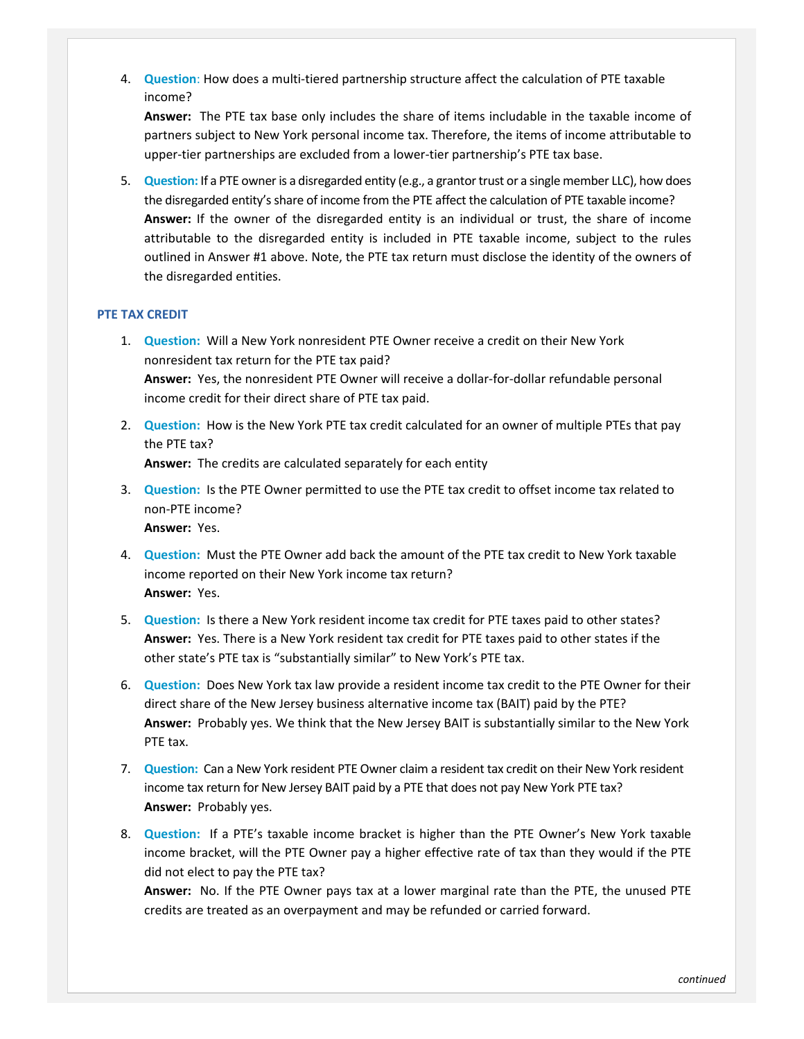4. **Question**: How does a multi-tiered partnership structure affect the calculation of PTE taxable income?
   **Answer:** The PTE tax base only includes the share of items includable in the taxable income of partners subject to New York personal income tax. Therefore, the items of income attributable to upper-tier partnerships are excluded from a lower-tier partnership's PTE tax base.

5. **Question:** If a PTE owner is a disregarded entity (e.g., a grantor trust or a single member LLC), how does the disregarded entity's share of income from the PTE affect the calculation of PTE taxable income?
   **Answer:** If the owner of the disregarded entity is an individual or trust, the share of income attributable to the disregarded entity is included in PTE taxable income, subject to the rules outlined in Answer #1 above. Note, the PTE tax return must disclose the identity of the owners of the disregarded entities.

### PTE TAX CREDIT

1. **Question:** Will a New York nonresident PTE Owner receive a credit on their New York nonresident tax return for the PTE tax paid?
   **Answer:** Yes, the nonresident PTE Owner will receive a dollar-for-dollar refundable personal income credit for their direct share of PTE tax paid.

2. **Question:** How is the New York PTE tax credit calculated for an owner of multiple PTEs that pay the PTE tax?
   **Answer:** The credits are calculated separately for each entity

3. **Question:** Is the PTE Owner permitted to use the PTE tax credit to offset income tax related to non-PTE income?
   **Answer:** Yes.

4. **Question:** Must the PTE Owner add back the amount of the PTE tax credit to New York taxable income reported on their New York income tax return?
   **Answer:** Yes.

5. **Question:** Is there a New York resident income tax credit for PTE taxes paid to other states?
   **Answer:** Yes. There is a New York resident tax credit for PTE taxes paid to other states if the other state's PTE tax is "substantially similar" to New York's PTE tax.

6. **Question:** Does New York tax law provide a resident income tax credit to the PTE Owner for their direct share of the New Jersey business alternative income tax (BAIT) paid by the PTE?
   **Answer:** Probably yes. We think that the New Jersey BAIT is substantially similar to the New York PTE tax.

7. **Question:** Can a New York resident PTE Owner claim a resident tax credit on their New York resident income tax return for New Jersey BAIT paid by a PTE that does not pay New York PTE tax?
   **Answer:** Probably yes.

8. **Question:** If a PTE's taxable income bracket is higher than the PTE Owner's New York taxable income bracket, will the PTE Owner pay a higher effective rate of tax than they would if the PTE did not elect to pay the PTE tax?
   **Answer:** No. If the PTE Owner pays tax at a lower marginal rate than the PTE, the unused PTE credits are treated as an overpayment and may be refunded or carried forward.

*continued*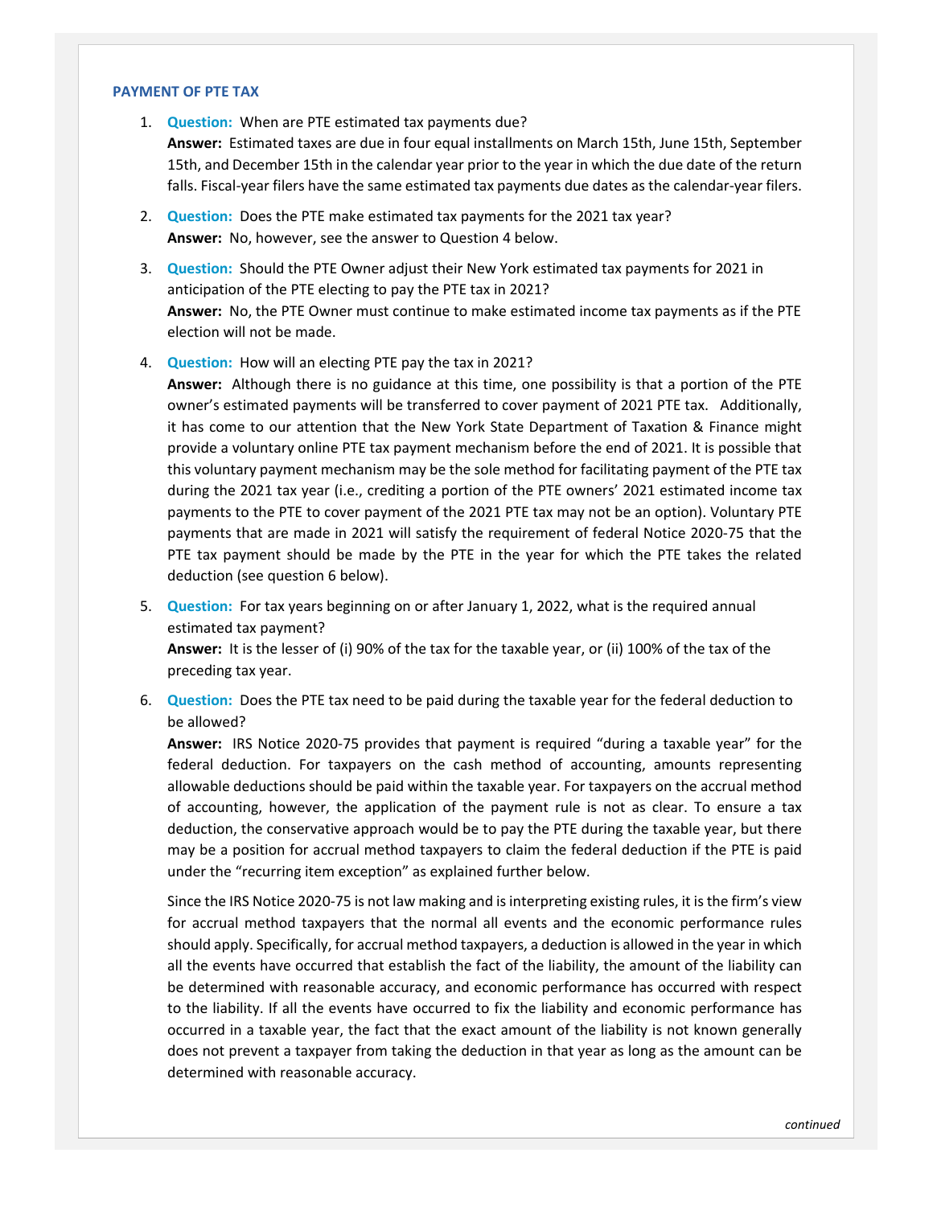## PAYMENT OF PTE TAX

1. **Question:** When are PTE estimated tax payments due?
   **Answer:** Estimated taxes are due in four equal installments on March 15th, June 15th, September 15th, and December 15th in the calendar year prior to the year in which the due date of the return falls. Fiscal-year filers have the same estimated tax payments due dates as the calendar-year filers.

2. **Question:** Does the PTE make estimated tax payments for the 2021 tax year?
   **Answer:** No, however, see the answer to Question 4 below.

3. **Question:** Should the PTE Owner adjust their New York estimated tax payments for 2021 in anticipation of the PTE electing to pay the PTE tax in 2021?
   **Answer:** No, the PTE Owner must continue to make estimated income tax payments as if the PTE election will not be made.

4. **Question:** How will an electing PTE pay the tax in 2021?
   **Answer:** Although there is no guidance at this time, one possibility is that a portion of the PTE owner's estimated payments will be transferred to cover payment of 2021 PTE tax. Additionally, it has come to our attention that the New York State Department of Taxation & Finance might provide a voluntary online PTE tax payment mechanism before the end of 2021. It is possible that this voluntary payment mechanism may be the sole method for facilitating payment of the PTE tax during the 2021 tax year (i.e., crediting a portion of the PTE owners' 2021 estimated income tax payments to the PTE to cover payment of the 2021 PTE tax may not be an option). Voluntary PTE payments that are made in 2021 will satisfy the requirement of federal Notice 2020-75 that the PTE tax payment should be made by the PTE in the year for which the PTE takes the related deduction (see question 6 below).

5. **Question:** For tax years beginning on or after January 1, 2022, what is the required annual estimated tax payment?
   **Answer:** It is the lesser of (i) 90% of the tax for the taxable year, or (ii) 100% of the tax of the preceding tax year.

6. **Question:** Does the PTE tax need to be paid during the taxable year for the federal deduction to be allowed?
   **Answer:** IRS Notice 2020-75 provides that payment is required "during a taxable year" for the federal deduction. For taxpayers on the cash method of accounting, amounts representing allowable deductions should be paid within the taxable year. For taxpayers on the accrual method of accounting, however, the application of the payment rule is not as clear. To ensure a tax deduction, the conservative approach would be to pay the PTE during the taxable year, but there may be a position for accrual method taxpayers to claim the federal deduction if the PTE is paid under the "recurring item exception" as explained further below.

   Since the IRS Notice 2020-75 is not law making and is interpreting existing rules, it is the firm's view for accrual method taxpayers that the normal all events and the economic performance rules should apply. Specifically, for accrual method taxpayers, a deduction is allowed in the year in which all the events have occurred that establish the fact of the liability, the amount of the liability can be determined with reasonable accuracy, and economic performance has occurred with respect to the liability. If all the events have occurred to fix the liability and economic performance has occurred in a taxable year, the fact that the exact amount of the liability is not known generally does not prevent a taxpayer from taking the deduction in that year as long as the amount can be determined with reasonable accuracy.

*continued*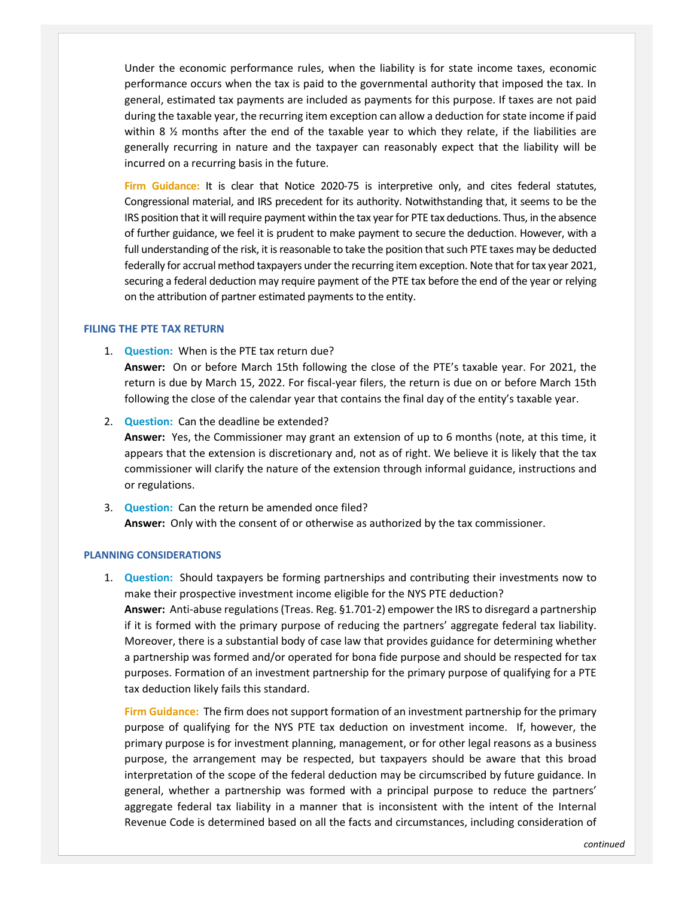Under the economic performance rules, when the liability is for state income taxes, economic performance occurs when the tax is paid to the governmental authority that imposed the tax. In general, estimated tax payments are included as payments for this purpose. If taxes are not paid during the taxable year, the recurring item exception can allow a deduction for state income if paid within 8 ½ months after the end of the taxable year to which they relate, if the liabilities are generally recurring in nature and the taxpayer can reasonably expect that the liability will be incurred on a recurring basis in the future.

**Firm Guidance:** It is clear that Notice 2020-75 is interpretive only, and cites federal statutes, Congressional material, and IRS precedent for its authority. Notwithstanding that, it seems to be the IRS position that it will require payment within the tax year for PTE tax deductions. Thus, in the absence of further guidance, we feel it is prudent to make payment to secure the deduction. However, with a full understanding of the risk, it is reasonable to take the position that such PTE taxes may be deducted federally for accrual method taxpayers under the recurring item exception. Note that for tax year 2021, securing a federal deduction may require payment of the PTE tax before the end of the year or relying on the attribution of partner estimated payments to the entity.

## FILING THE PTE TAX RETURN

1. **Question:** When is the PTE tax return due?
   **Answer:** On or before March 15th following the close of the PTE's taxable year. For 2021, the return is due by March 15, 2022. For fiscal-year filers, the return is due on or before March 15th following the close of the calendar year that contains the final day of the entity's taxable year.

2. **Question:** Can the deadline be extended?
   **Answer:** Yes, the Commissioner may grant an extension of up to 6 months (note, at this time, it appears that the extension is discretionary and, not as of right. We believe it is likely that the tax commissioner will clarify the nature of the extension through informal guidance, instructions and or regulations.

3. **Question:** Can the return be amended once filed?
   **Answer:** Only with the consent of or otherwise as authorized by the tax commissioner.

## PLANNING CONSIDERATIONS

1. **Question:** Should taxpayers be forming partnerships and contributing their investments now to make their prospective investment income eligible for the NYS PTE deduction?
   **Answer:** Anti-abuse regulations (Treas. Reg. §1.701-2) empower the IRS to disregard a partnership if it is formed with the primary purpose of reducing the partners' aggregate federal tax liability. Moreover, there is a substantial body of case law that provides guidance for determining whether a partnership was formed and/or operated for bona fide purpose and should be respected for tax purposes. Formation of an investment partnership for the primary purpose of qualifying for a PTE tax deduction likely fails this standard.

   **Firm Guidance:** The firm does not support formation of an investment partnership for the primary purpose of qualifying for the NYS PTE tax deduction on investment income. If, however, the primary purpose is for investment planning, management, or for other legal reasons as a business purpose, the arrangement may be respected, but taxpayers should be aware that this broad interpretation of the scope of the federal deduction may be circumscribed by future guidance. In general, whether a partnership was formed with a principal purpose to reduce the partners' aggregate federal tax liability in a manner that is inconsistent with the intent of the Internal Revenue Code is determined based on all the facts and circumstances, including consideration of

*continued*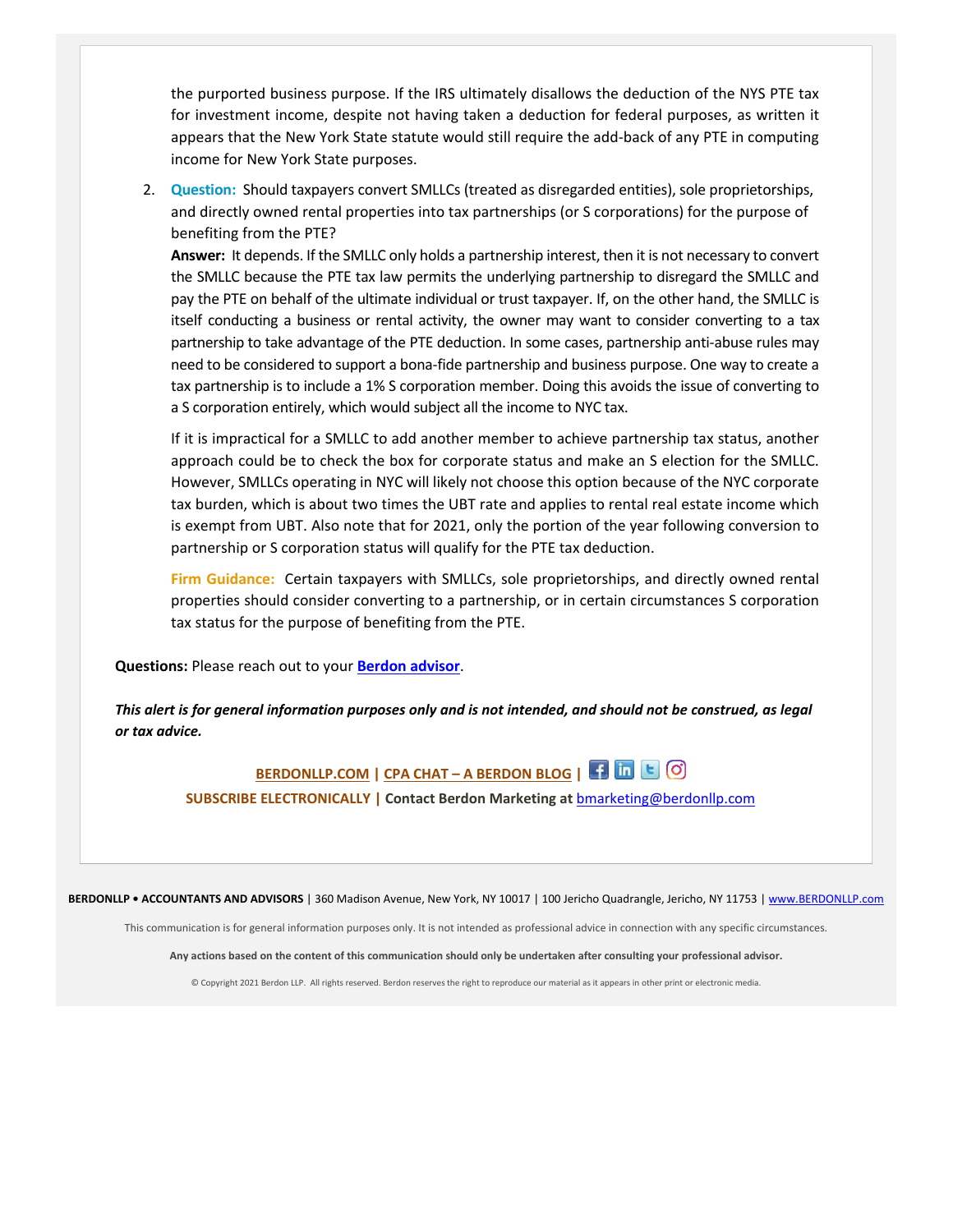the purported business purpose. If the IRS ultimately disallows the deduction of the NYS PTE tax for investment income, despite not having taken a deduction for federal purposes, as written it appears that the New York State statute would still require the add-back of any PTE in computing income for New York State purposes.

2. **Question:** Should taxpayers convert SMLLCs (treated as disregarded entities), sole proprietorships, and directly owned rental properties into tax partnerships (or S corporations) for the purpose of benefiting from the PTE?

   **Answer:** It depends. If the SMLLC only holds a partnership interest, then it is not necessary to convert the SMLLC because the PTE tax law permits the underlying partnership to disregard the SMLLC and pay the PTE on behalf of the ultimate individual or trust taxpayer. If, on the other hand, the SMLLC is itself conducting a business or rental activity, the owner may want to consider converting to a tax partnership to take advantage of the PTE deduction. In some cases, partnership anti-abuse rules may need to be considered to support a bona-fide partnership and business purpose. One way to create a tax partnership is to include a 1% S corporation member. Doing this avoids the issue of converting to a S corporation entirely, which would subject all the income to NYC tax.

   If it is impractical for a SMLLC to add another member to achieve partnership tax status, another approach could be to check the box for corporate status and make an S election for the SMLLC. However, SMLLCs operating in NYC will likely not choose this option because of the NYC corporate tax burden, which is about two times the UBT rate and applies to rental real estate income which is exempt from UBT. Also note that for 2021, only the portion of the year following conversion to partnership or S corporation status will qualify for the PTE tax deduction.

   **Firm Guidance:** Certain taxpayers with SMLLCs, sole proprietorships, and directly owned rental properties should consider converting to a partnership, or in certain circumstances S corporation tax status for the purpose of benefiting from the PTE.

**Questions:** Please reach out to your **Berdon advisor**.

***This alert is for general information purposes only and is not intended, and should not be construed, as legal or tax advice.***

**BERDONLLP.COM | CPA CHAT – A BERDON BLOG |**

**SUBSCRIBE ELECTRONICALLY | Contact Berdon Marketing at** bmarketing@berdonllp.com

**BERDONLLP • ACCOUNTANTS AND ADVISORS** | 360 Madison Avenue, New York, NY 10017 | 100 Jericho Quadrangle, Jericho, NY 11753 | www.BERDONLLP.com

This communication is for general information purposes only. It is not intended as professional advice in connection with any specific circumstances.

**Any actions based on the content of this communication should only be undertaken after consulting your professional advisor.**

© Copyright 2021 Berdon LLP. All rights reserved. Berdon reserves the right to reproduce our material as it appears in other print or electronic media.